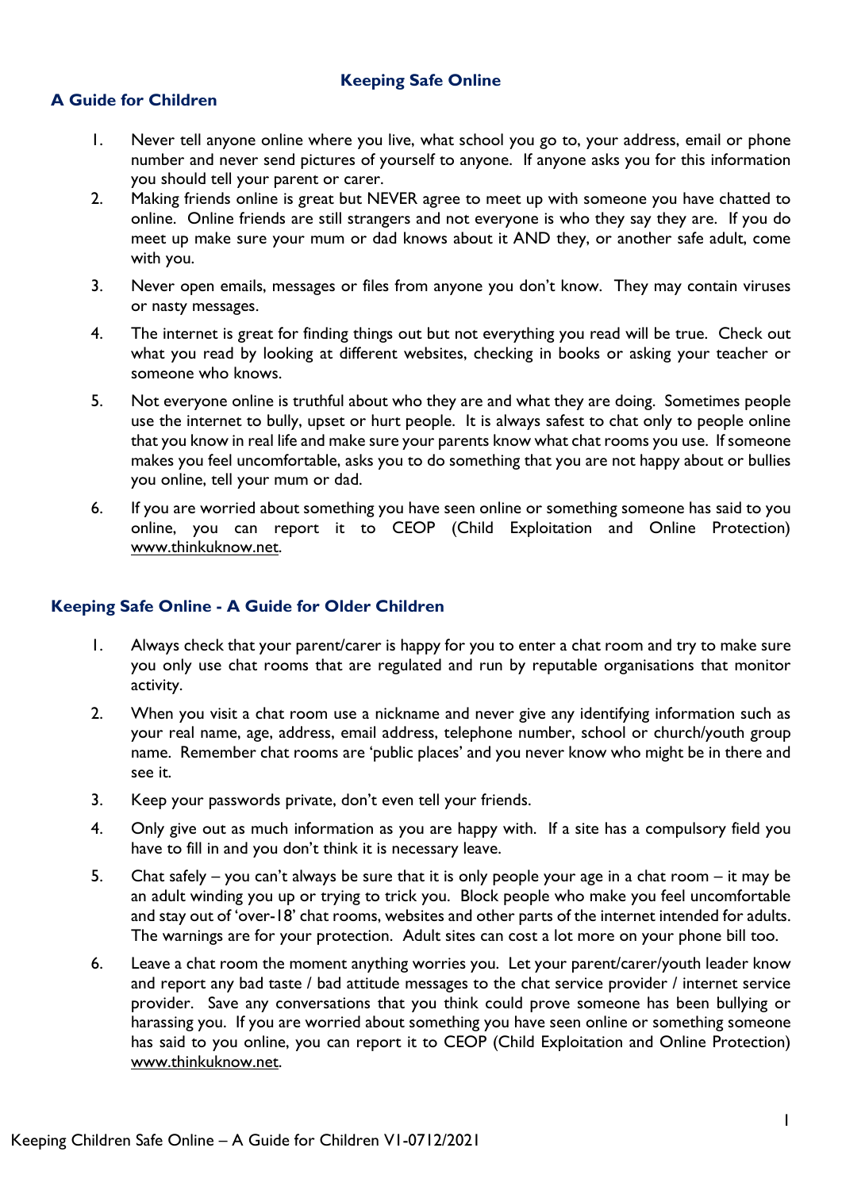# Keeping Safe Online

## A Guide for Children

1. Never tell anyone online where you live, what school you go to, your address, email or phone number and never send pictures of yourself to anyone. If anyone asks you for this information you should tell your parent or carer.
2. Making friends online is great but NEVER agree to meet up with someone you have chatted to online. Online friends are still strangers and not everyone is who they say they are. If you do meet up make sure your mum or dad knows about it AND they, or another safe adult, come with you.
3. Never open emails, messages or files from anyone you don't know. They may contain viruses or nasty messages.
4. The internet is great for finding things out but not everything you read will be true. Check out what you read by looking at different websites, checking in books or asking your teacher or someone who knows.
5. Not everyone online is truthful about who they are and what they are doing. Sometimes people use the internet to bully, upset or hurt people. It is always safest to chat only to people online that you know in real life and make sure your parents know what chat rooms you use. If someone makes you feel uncomfortable, asks you to do something that you are not happy about or bullies you online, tell your mum or dad.
6. If you are worried about something you have seen online or something someone has said to you online, you can report it to CEOP (Child Exploitation and Online Protection) www.thinkuknow.net.

## Keeping Safe Online - A Guide for Older Children

1. Always check that your parent/carer is happy for you to enter a chat room and try to make sure you only use chat rooms that are regulated and run by reputable organisations that monitor activity.
2. When you visit a chat room use a nickname and never give any identifying information such as your real name, age, address, email address, telephone number, school or church/youth group name. Remember chat rooms are 'public places' and you never know who might be in there and see it.
3. Keep your passwords private, don't even tell your friends.
4. Only give out as much information as you are happy with. If a site has a compulsory field you have to fill in and you don't think it is necessary leave.
5. Chat safely – you can't always be sure that it is only people your age in a chat room – it may be an adult winding you up or trying to trick you. Block people who make you feel uncomfortable and stay out of 'over-18' chat rooms, websites and other parts of the internet intended for adults. The warnings are for your protection. Adult sites can cost a lot more on your phone bill too.
6. Leave a chat room the moment anything worries you. Let your parent/carer/youth leader know and report any bad taste / bad attitude messages to the chat service provider / internet service provider. Save any conversations that you think could prove someone has been bullying or harassing you. If you are worried about something you have seen online or something someone has said to you online, you can report it to CEOP (Child Exploitation and Online Protection) www.thinkuknow.net.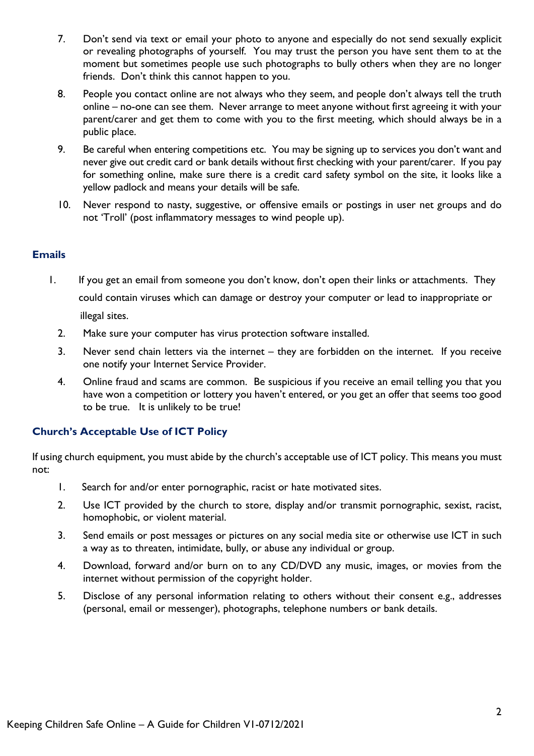7. Don't send via text or email your photo to anyone and especially do not send sexually explicit or revealing photographs of yourself. You may trust the person you have sent them to at the moment but sometimes people use such photographs to bully others when they are no longer friends. Don't think this cannot happen to you.

8. People you contact online are not always who they seem, and people don't always tell the truth online – no-one can see them. Never arrange to meet anyone without first agreeing it with your parent/carer and get them to come with you to the first meeting, which should always be in a public place.

9. Be careful when entering competitions etc. You may be signing up to services you don't want and never give out credit card or bank details without first checking with your parent/carer. If you pay for something online, make sure there is a credit card safety symbol on the site, it looks like a yellow padlock and means your details will be safe.

10. Never respond to nasty, suggestive, or offensive emails or postings in user net groups and do not 'Troll' (post inflammatory messages to wind people up).

### Emails

1. If you get an email from someone you don't know, don't open their links or attachments. They could contain viruses which can damage or destroy your computer or lead to inappropriate or illegal sites.

2. Make sure your computer has virus protection software installed.

3. Never send chain letters via the internet – they are forbidden on the internet. If you receive one notify your Internet Service Provider.

4. Online fraud and scams are common. Be suspicious if you receive an email telling you that you have won a competition or lottery you haven't entered, or you get an offer that seems too good to be true. It is unlikely to be true!

### Church's Acceptable Use of ICT Policy

If using church equipment, you must abide by the church's acceptable use of ICT policy. This means you must not:

1. Search for and/or enter pornographic, racist or hate motivated sites.

2. Use ICT provided by the church to store, display and/or transmit pornographic, sexist, racist, homophobic, or violent material.

3. Send emails or post messages or pictures on any social media site or otherwise use ICT in such a way as to threaten, intimidate, bully, or abuse any individual or group.

4. Download, forward and/or burn on to any CD/DVD any music, images, or movies from the internet without permission of the copyright holder.

5. Disclose of any personal information relating to others without their consent e.g., addresses (personal, email or messenger), photographs, telephone numbers or bank details.